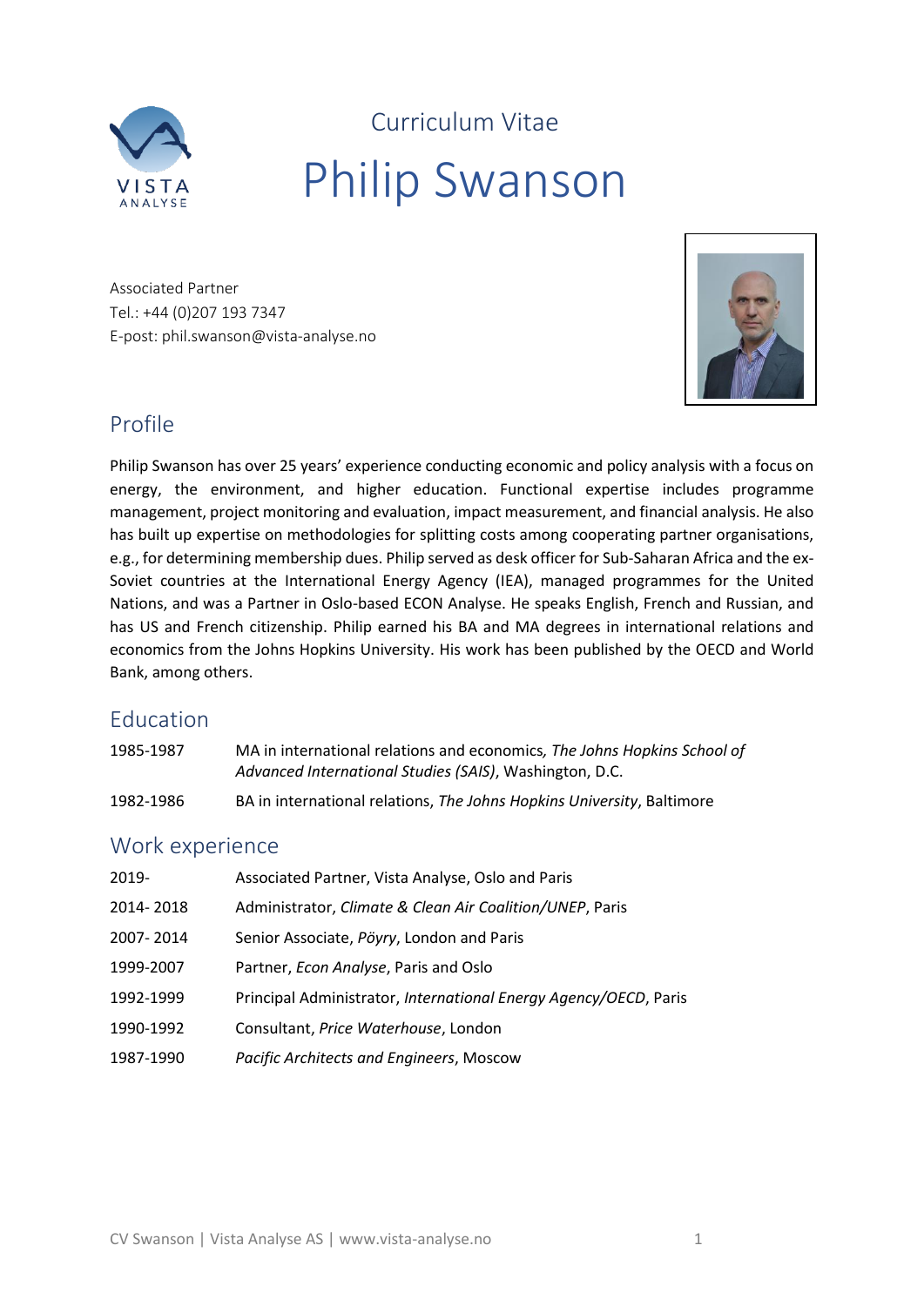Curriculum Vitae

# Philip Swanson

Associated Partner
Tel.: +44 (0)207 193 7347
E-post: phil.swanson@vista-analyse.no

## Profile

Philip Swanson has over 25 years' experience conducting economic and policy analysis with a focus on energy, the environment, and higher education. Functional expertise includes programme management, project monitoring and evaluation, impact measurement, and financial analysis. He also has built up expertise on methodologies for splitting costs among cooperating partner organisations, e.g., for determining membership dues. Philip served as desk officer for Sub-Saharan Africa and the ex-Soviet countries at the International Energy Agency (IEA), managed programmes for the United Nations, and was a Partner in Oslo-based ECON Analyse. He speaks English, French and Russian, and has US and French citizenship. Philip earned his BA and MA degrees in international relations and economics from the Johns Hopkins University. His work has been published by the OECD and World Bank, among others.

## Education

| | |
|---|---|
| 1985-1987 | MA in international relations and economics, *The Johns Hopkins School of Advanced International Studies (SAIS)*, Washington, D.C. |
| 1982-1986 | BA in international relations, *The Johns Hopkins University*, Baltimore |

## Work experience

| | |
|---|---|
| 2019- | Associated Partner, Vista Analyse, Oslo and Paris |
| 2014- 2018 | Administrator, *Climate & Clean Air Coalition/UNEP*, Paris |
| 2007- 2014 | Senior Associate, *Pöyry*, London and Paris |
| 1999-2007 | Partner, *Econ Analyse*, Paris and Oslo |
| 1992-1999 | Principal Administrator, *International Energy Agency/OECD*, Paris |
| 1990-1992 | Consultant, *Price Waterhouse*, London |
| 1987-1990 | *Pacific Architects and Engineers*, Moscow |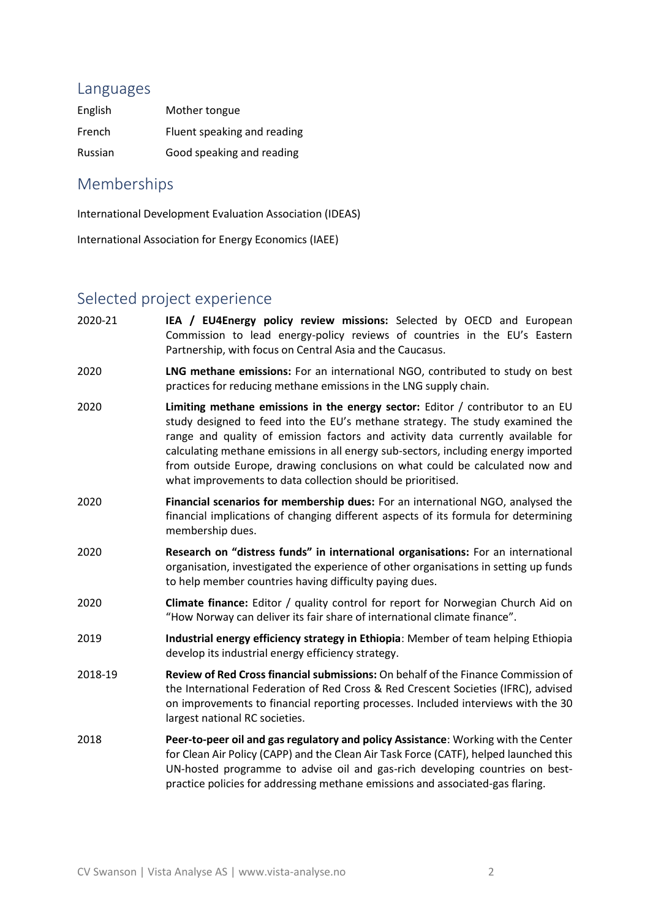## Languages

| | |
|---|---|
| English | Mother tongue |
| French | Fluent speaking and reading |
| Russian | Good speaking and reading |

## Memberships

International Development Evaluation Association (IDEAS)

International Association for Energy Economics (IAEE)

## Selected project experience

| | |
|---|---|
| 2020-21 | **IEA / EU4Energy policy review missions:** Selected by OECD and European Commission to lead energy-policy reviews of countries in the EU's Eastern Partnership, with focus on Central Asia and the Caucasus. |
| 2020 | **LNG methane emissions:** For an international NGO, contributed to study on best practices for reducing methane emissions in the LNG supply chain. |
| 2020 | **Limiting methane emissions in the energy sector:** Editor / contributor to an EU study designed to feed into the EU's methane strategy. The study examined the range and quality of emission factors and activity data currently available for calculating methane emissions in all energy sub-sectors, including energy imported from outside Europe, drawing conclusions on what could be calculated now and what improvements to data collection should be prioritised. |
| 2020 | **Financial scenarios for membership dues:** For an international NGO, analysed the financial implications of changing different aspects of its formula for determining membership dues. |
| 2020 | **Research on "distress funds" in international organisations:** For an international organisation, investigated the experience of other organisations in setting up funds to help member countries having difficulty paying dues. |
| 2020 | **Climate finance:** Editor / quality control for report for Norwegian Church Aid on "How Norway can deliver its fair share of international climate finance". |
| 2019 | **Industrial energy efficiency strategy in Ethiopia**: Member of team helping Ethiopia develop its industrial energy efficiency strategy. |
| 2018-19 | **Review of Red Cross financial submissions:** On behalf of the Finance Commission of the International Federation of Red Cross & Red Crescent Societies (IFRC), advised on improvements to financial reporting processes. Included interviews with the 30 largest national RC societies. |
| 2018 | **Peer-to-peer oil and gas regulatory and policy Assistance**: Working with the Center for Clean Air Policy (CAPP) and the Clean Air Task Force (CATF), helped launched this UN-hosted programme to advise oil and gas-rich developing countries on best-practice policies for addressing methane emissions and associated-gas flaring. |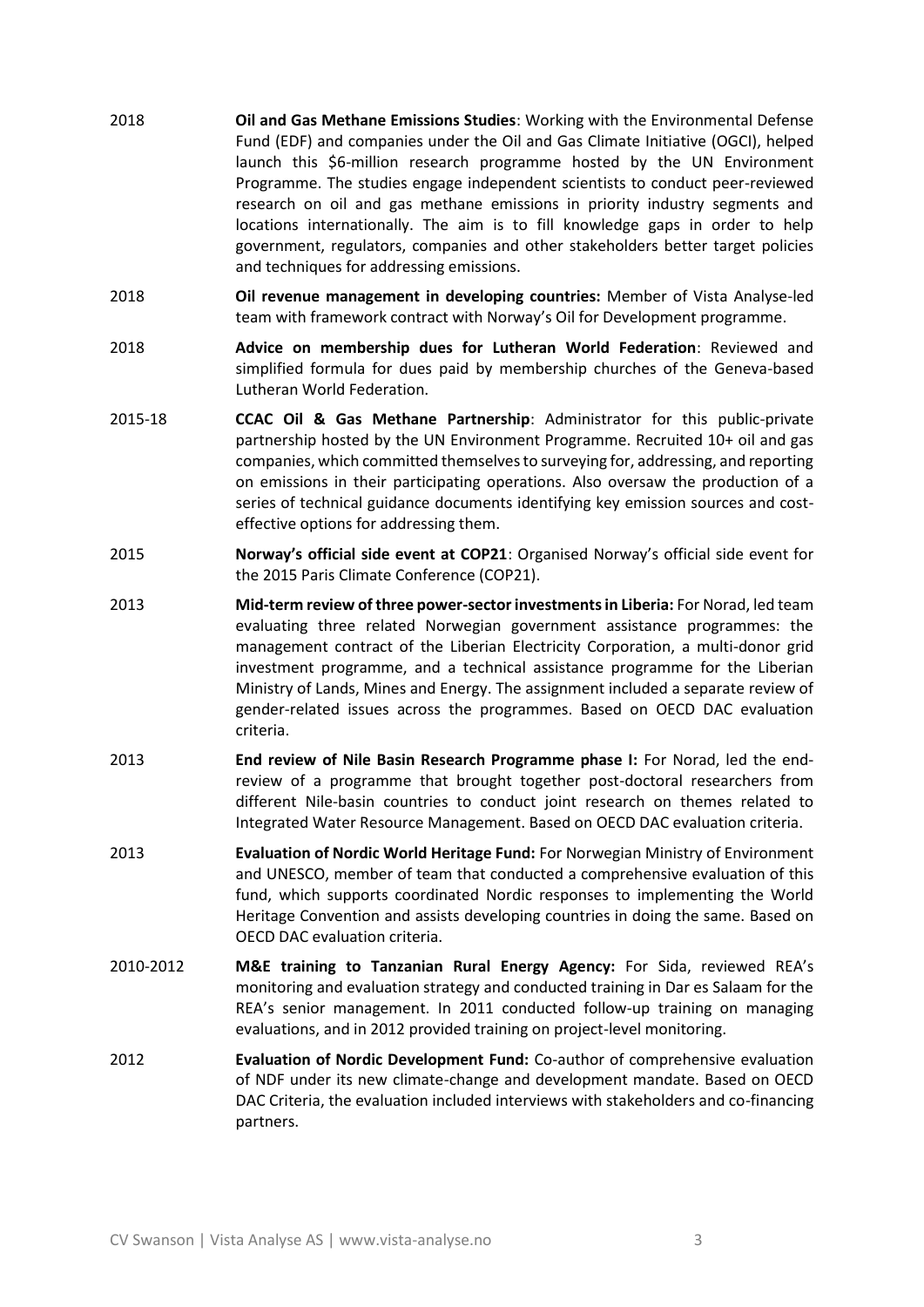2018 **Oil and Gas Methane Emissions Studies**: Working with the Environmental Defense Fund (EDF) and companies under the Oil and Gas Climate Initiative (OGCI), helped launch this $6-million research programme hosted by the UN Environment Programme. The studies engage independent scientists to conduct peer-reviewed research on oil and gas methane emissions in priority industry segments and locations internationally. The aim is to fill knowledge gaps in order to help government, regulators, companies and other stakeholders better target policies and techniques for addressing emissions.

2018 **Oil revenue management in developing countries:** Member of Vista Analyse-led team with framework contract with Norway's Oil for Development programme.

2018 **Advice on membership dues for Lutheran World Federation**: Reviewed and simplified formula for dues paid by membership churches of the Geneva-based Lutheran World Federation.

2015-18 **CCAC Oil & Gas Methane Partnership**: Administrator for this public-private partnership hosted by the UN Environment Programme. Recruited 10+ oil and gas companies, which committed themselves to surveying for, addressing, and reporting on emissions in their participating operations. Also oversaw the production of a series of technical guidance documents identifying key emission sources and cost-effective options for addressing them.

2015 **Norway's official side event at COP21**: Organised Norway's official side event for the 2015 Paris Climate Conference (COP21).

2013 **Mid-term review of three power-sector investments in Liberia:** For Norad, led team evaluating three related Norwegian government assistance programmes: the management contract of the Liberian Electricity Corporation, a multi-donor grid investment programme, and a technical assistance programme for the Liberian Ministry of Lands, Mines and Energy. The assignment included a separate review of gender-related issues across the programmes. Based on OECD DAC evaluation criteria.

2013 **End review of Nile Basin Research Programme phase I:** For Norad, led the end-review of a programme that brought together post-doctoral researchers from different Nile-basin countries to conduct joint research on themes related to Integrated Water Resource Management. Based on OECD DAC evaluation criteria.

2013 **Evaluation of Nordic World Heritage Fund:** For Norwegian Ministry of Environment and UNESCO, member of team that conducted a comprehensive evaluation of this fund, which supports coordinated Nordic responses to implementing the World Heritage Convention and assists developing countries in doing the same. Based on OECD DAC evaluation criteria.

2010-2012 **M&E training to Tanzanian Rural Energy Agency:** For Sida, reviewed REA's monitoring and evaluation strategy and conducted training in Dar es Salaam for the REA's senior management. In 2011 conducted follow-up training on managing evaluations, and in 2012 provided training on project-level monitoring.

2012 **Evaluation of Nordic Development Fund:** Co-author of comprehensive evaluation of NDF under its new climate-change and development mandate. Based on OECD DAC Criteria, the evaluation included interviews with stakeholders and co-financing partners.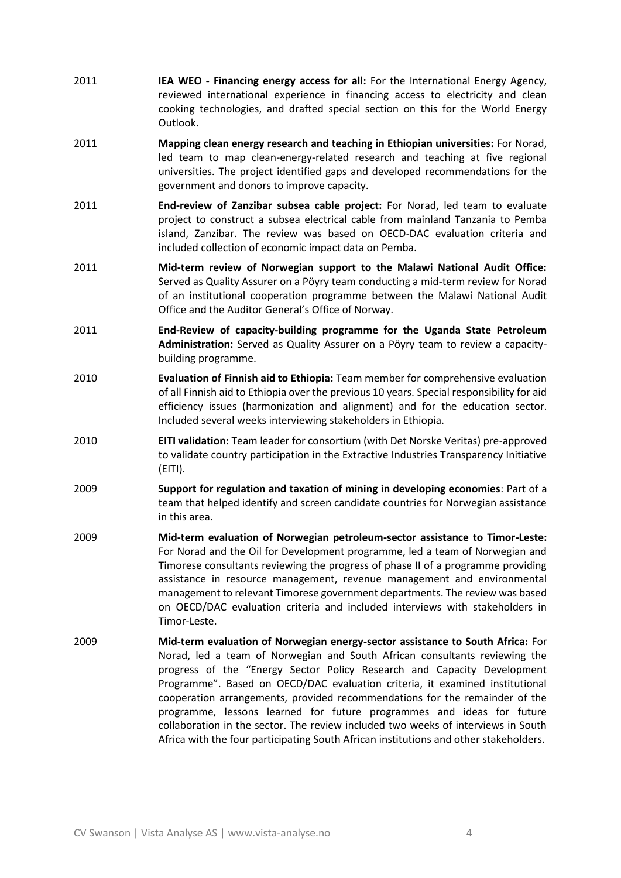2011 **IEA WEO - Financing energy access for all:** For the International Energy Agency, reviewed international experience in financing access to electricity and clean cooking technologies, and drafted special section on this for the World Energy Outlook.

2011 **Mapping clean energy research and teaching in Ethiopian universities:** For Norad, led team to map clean-energy-related research and teaching at five regional universities. The project identified gaps and developed recommendations for the government and donors to improve capacity.

2011 **End-review of Zanzibar subsea cable project:** For Norad, led team to evaluate project to construct a subsea electrical cable from mainland Tanzania to Pemba island, Zanzibar. The review was based on OECD-DAC evaluation criteria and included collection of economic impact data on Pemba.

2011 **Mid-term review of Norwegian support to the Malawi National Audit Office:** Served as Quality Assurer on a Pöyry team conducting a mid-term review for Norad of an institutional cooperation programme between the Malawi National Audit Office and the Auditor General's Office of Norway.

2011 **End-Review of capacity-building programme for the Uganda State Petroleum Administration:** Served as Quality Assurer on a Pöyry team to review a capacity-building programme.

2010 **Evaluation of Finnish aid to Ethiopia:** Team member for comprehensive evaluation of all Finnish aid to Ethiopia over the previous 10 years. Special responsibility for aid efficiency issues (harmonization and alignment) and for the education sector. Included several weeks interviewing stakeholders in Ethiopia.

2010 **EITI validation:** Team leader for consortium (with Det Norske Veritas) pre-approved to validate country participation in the Extractive Industries Transparency Initiative (EITI).

2009 **Support for regulation and taxation of mining in developing economies**: Part of a team that helped identify and screen candidate countries for Norwegian assistance in this area.

2009 **Mid-term evaluation of Norwegian petroleum-sector assistance to Timor-Leste:** For Norad and the Oil for Development programme, led a team of Norwegian and Timorese consultants reviewing the progress of phase II of a programme providing assistance in resource management, revenue management and environmental management to relevant Timorese government departments. The review was based on OECD/DAC evaluation criteria and included interviews with stakeholders in Timor-Leste.

2009 **Mid-term evaluation of Norwegian energy-sector assistance to South Africa:** For Norad, led a team of Norwegian and South African consultants reviewing the progress of the "Energy Sector Policy Research and Capacity Development Programme". Based on OECD/DAC evaluation criteria, it examined institutional cooperation arrangements, provided recommendations for the remainder of the programme, lessons learned for future programmes and ideas for future collaboration in the sector. The review included two weeks of interviews in South Africa with the four participating South African institutions and other stakeholders.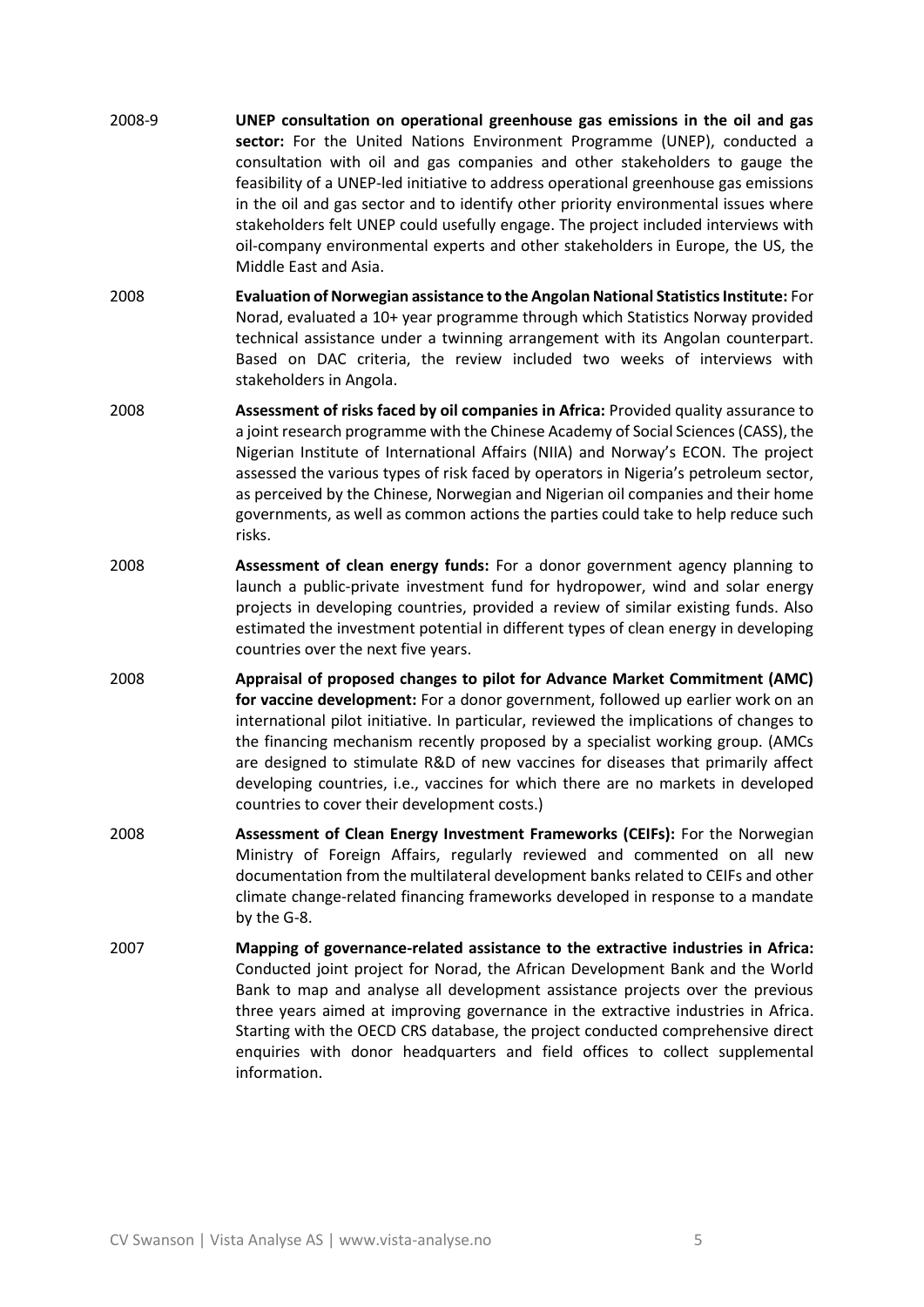2008-9 **UNEP consultation on operational greenhouse gas emissions in the oil and gas sector:** For the United Nations Environment Programme (UNEP), conducted a consultation with oil and gas companies and other stakeholders to gauge the feasibility of a UNEP-led initiative to address operational greenhouse gas emissions in the oil and gas sector and to identify other priority environmental issues where stakeholders felt UNEP could usefully engage. The project included interviews with oil-company environmental experts and other stakeholders in Europe, the US, the Middle East and Asia.

2008 **Evaluation of Norwegian assistance to the Angolan National Statistics Institute:** For Norad, evaluated a 10+ year programme through which Statistics Norway provided technical assistance under a twinning arrangement with its Angolan counterpart. Based on DAC criteria, the review included two weeks of interviews with stakeholders in Angola.

2008 **Assessment of risks faced by oil companies in Africa:** Provided quality assurance to a joint research programme with the Chinese Academy of Social Sciences (CASS), the Nigerian Institute of International Affairs (NIIA) and Norway's ECON. The project assessed the various types of risk faced by operators in Nigeria's petroleum sector, as perceived by the Chinese, Norwegian and Nigerian oil companies and their home governments, as well as common actions the parties could take to help reduce such risks.

2008 **Assessment of clean energy funds:** For a donor government agency planning to launch a public-private investment fund for hydropower, wind and solar energy projects in developing countries, provided a review of similar existing funds. Also estimated the investment potential in different types of clean energy in developing countries over the next five years.

2008 **Appraisal of proposed changes to pilot for Advance Market Commitment (AMC) for vaccine development:** For a donor government, followed up earlier work on an international pilot initiative. In particular, reviewed the implications of changes to the financing mechanism recently proposed by a specialist working group. (AMCs are designed to stimulate R&D of new vaccines for diseases that primarily affect developing countries, i.e., vaccines for which there are no markets in developed countries to cover their development costs.)

2008 **Assessment of Clean Energy Investment Frameworks (CEIFs):** For the Norwegian Ministry of Foreign Affairs, regularly reviewed and commented on all new documentation from the multilateral development banks related to CEIFs and other climate change-related financing frameworks developed in response to a mandate by the G-8.

2007 **Mapping of governance-related assistance to the extractive industries in Africa:** Conducted joint project for Norad, the African Development Bank and the World Bank to map and analyse all development assistance projects over the previous three years aimed at improving governance in the extractive industries in Africa. Starting with the OECD CRS database, the project conducted comprehensive direct enquiries with donor headquarters and field offices to collect supplemental information.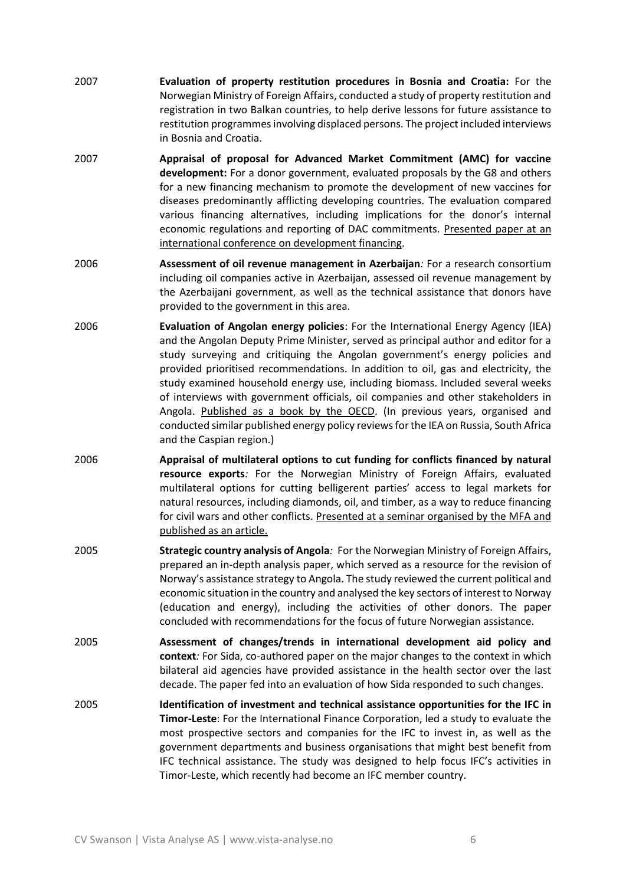2007 **Evaluation of property restitution procedures in Bosnia and Croatia:** For the Norwegian Ministry of Foreign Affairs, conducted a study of property restitution and registration in two Balkan countries, to help derive lessons for future assistance to restitution programmes involving displaced persons. The project included interviews in Bosnia and Croatia.

2007 **Appraisal of proposal for Advanced Market Commitment (AMC) for vaccine development:** For a donor government, evaluated proposals by the G8 and others for a new financing mechanism to promote the development of new vaccines for diseases predominantly afflicting developing countries. The evaluation compared various financing alternatives, including implications for the donor's internal economic regulations and reporting of DAC commitments. Presented paper at an international conference on development financing.

2006 **Assessment of oil revenue management in Azerbaijan***:* For a research consortium including oil companies active in Azerbaijan, assessed oil revenue management by the Azerbaijani government, as well as the technical assistance that donors have provided to the government in this area.

2006 **Evaluation of Angolan energy policies**: For the International Energy Agency (IEA) and the Angolan Deputy Prime Minister, served as principal author and editor for a study surveying and critiquing the Angolan government's energy policies and provided prioritised recommendations. In addition to oil, gas and electricity, the study examined household energy use, including biomass. Included several weeks of interviews with government officials, oil companies and other stakeholders in Angola. Published as a book by the OECD. (In previous years, organised and conducted similar published energy policy reviews for the IEA on Russia, South Africa and the Caspian region.)

2006 **Appraisal of multilateral options to cut funding for conflicts financed by natural resource exports***:* For the Norwegian Ministry of Foreign Affairs, evaluated multilateral options for cutting belligerent parties' access to legal markets for natural resources, including diamonds, oil, and timber, as a way to reduce financing for civil wars and other conflicts. Presented at a seminar organised by the MFA and published as an article.

2005 **Strategic country analysis of Angola***:* For the Norwegian Ministry of Foreign Affairs, prepared an in-depth analysis paper, which served as a resource for the revision of Norway's assistance strategy to Angola. The study reviewed the current political and economic situation in the country and analysed the key sectors of interest to Norway (education and energy), including the activities of other donors. The paper concluded with recommendations for the focus of future Norwegian assistance.

2005 **Assessment of changes/trends in international development aid policy and context***:* For Sida, co-authored paper on the major changes to the context in which bilateral aid agencies have provided assistance in the health sector over the last decade. The paper fed into an evaluation of how Sida responded to such changes.

2005 **Identification of investment and technical assistance opportunities for the IFC in Timor-Leste**: For the International Finance Corporation, led a study to evaluate the most prospective sectors and companies for the IFC to invest in, as well as the government departments and business organisations that might best benefit from IFC technical assistance. The study was designed to help focus IFC's activities in Timor-Leste, which recently had become an IFC member country.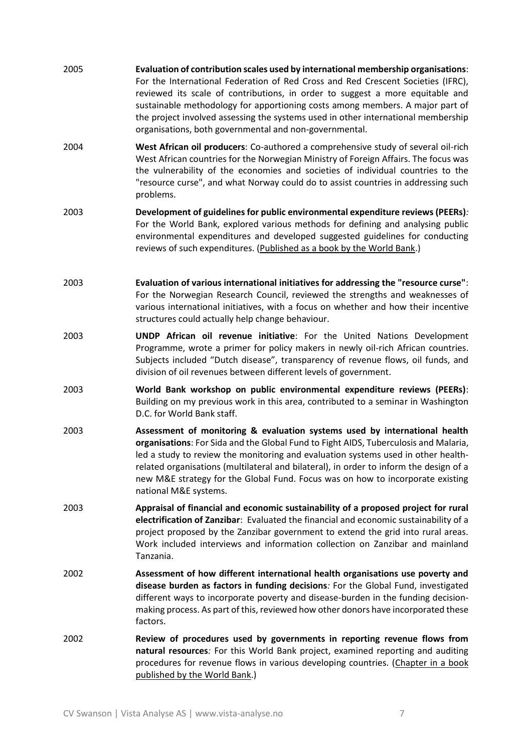2005 **Evaluation of contribution scales used by international membership organisations**: For the International Federation of Red Cross and Red Crescent Societies (IFRC), reviewed its scale of contributions, in order to suggest a more equitable and sustainable methodology for apportioning costs among members. A major part of the project involved assessing the systems used in other international membership organisations, both governmental and non-governmental.

2004 **West African oil producers**: Co-authored a comprehensive study of several oil-rich West African countries for the Norwegian Ministry of Foreign Affairs. The focus was the vulnerability of the economies and societies of individual countries to the "resource curse", and what Norway could do to assist countries in addressing such problems.

2003 **Development of guidelines for public environmental expenditure reviews (PEERs)**: For the World Bank, explored various methods for defining and analysing public environmental expenditures and developed suggested guidelines for conducting reviews of such expenditures. (Published as a book by the World Bank.)

2003 **Evaluation of various international initiatives for addressing the "resource curse"**: For the Norwegian Research Council, reviewed the strengths and weaknesses of various international initiatives, with a focus on whether and how their incentive structures could actually help change behaviour.

2003 **UNDP African oil revenue initiative**: For the United Nations Development Programme, wrote a primer for policy makers in newly oil-rich African countries. Subjects included "Dutch disease", transparency of revenue flows, oil funds, and division of oil revenues between different levels of government.

2003 **World Bank workshop on public environmental expenditure reviews (PEERs)**: Building on my previous work in this area, contributed to a seminar in Washington D.C. for World Bank staff.

2003 **Assessment of monitoring & evaluation systems used by international health organisations**: For Sida and the Global Fund to Fight AIDS, Tuberculosis and Malaria, led a study to review the monitoring and evaluation systems used in other health-related organisations (multilateral and bilateral), in order to inform the design of a new M&E strategy for the Global Fund. Focus was on how to incorporate existing national M&E systems.

2003 **Appraisal of financial and economic sustainability of a proposed project for rural electrification of Zanzibar**: Evaluated the financial and economic sustainability of a project proposed by the Zanzibar government to extend the grid into rural areas. Work included interviews and information collection on Zanzibar and mainland Tanzania.

2002 **Assessment of how different international health organisations use poverty and disease burden as factors in funding decisions**: For the Global Fund, investigated different ways to incorporate poverty and disease-burden in the funding decision-making process. As part of this, reviewed how other donors have incorporated these factors.

2002 **Review of procedures used by governments in reporting revenue flows from natural resources**: For this World Bank project, examined reporting and auditing procedures for revenue flows in various developing countries. (Chapter in a book published by the World Bank.)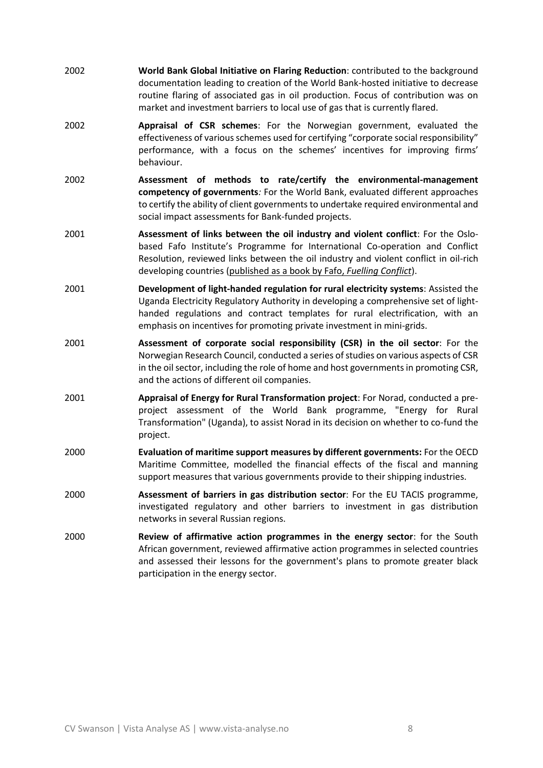2002 **World Bank Global Initiative on Flaring Reduction**: contributed to the background documentation leading to creation of the World Bank-hosted initiative to decrease routine flaring of associated gas in oil production. Focus of contribution was on market and investment barriers to local use of gas that is currently flared.

2002 **Appraisal of CSR schemes**: For the Norwegian government, evaluated the effectiveness of various schemes used for certifying "corporate social responsibility" performance, with a focus on the schemes' incentives for improving firms' behaviour.

2002 **Assessment of methods to rate/certify the environmental-management competency of governments***:* For the World Bank, evaluated different approaches to certify the ability of client governments to undertake required environmental and social impact assessments for Bank-funded projects.

2001 **Assessment of links between the oil industry and violent conflict**: For the Oslo-based Fafo Institute's Programme for International Co-operation and Conflict Resolution, reviewed links between the oil industry and violent conflict in oil-rich developing countries (published as a book by Fafo, *Fuelling Conflict*).

2001 **Development of light-handed regulation for rural electricity systems**: Assisted the Uganda Electricity Regulatory Authority in developing a comprehensive set of light-handed regulations and contract templates for rural electrification, with an emphasis on incentives for promoting private investment in mini-grids.

2001 **Assessment of corporate social responsibility (CSR) in the oil sector**: For the Norwegian Research Council, conducted a series of studies on various aspects of CSR in the oil sector, including the role of home and host governments in promoting CSR, and the actions of different oil companies.

2001 **Appraisal of Energy for Rural Transformation project**: For Norad, conducted a pre-project assessment of the World Bank programme, "Energy for Rural Transformation" (Uganda), to assist Norad in its decision on whether to co-fund the project.

2000 **Evaluation of maritime support measures by different governments:** For the OECD Maritime Committee, modelled the financial effects of the fiscal and manning support measures that various governments provide to their shipping industries.

2000 **Assessment of barriers in gas distribution sector**: For the EU TACIS programme, investigated regulatory and other barriers to investment in gas distribution networks in several Russian regions.

2000 **Review of affirmative action programmes in the energy sector**: for the South African government, reviewed affirmative action programmes in selected countries and assessed their lessons for the government's plans to promote greater black participation in the energy sector.